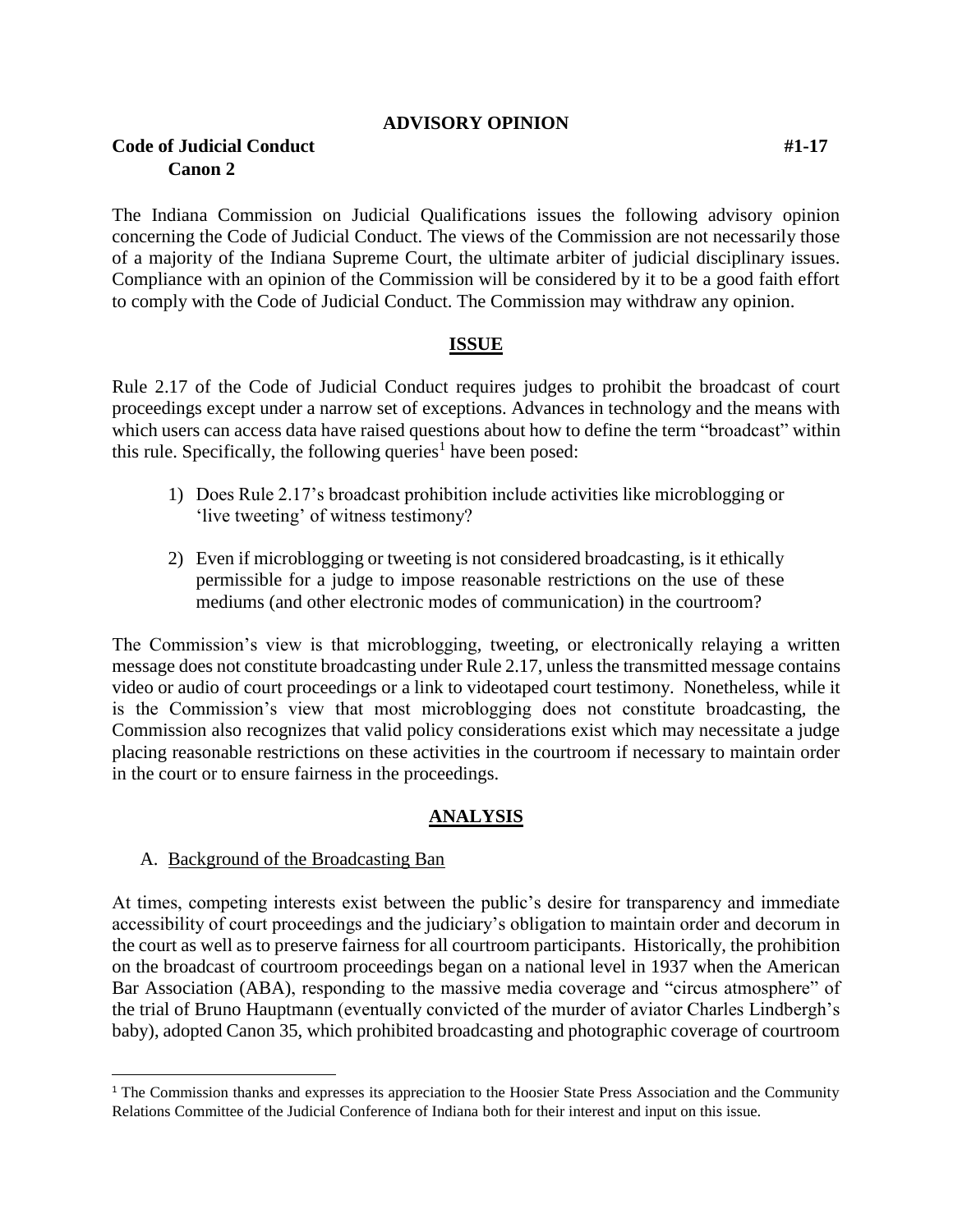**ADVISORY OPINION**

**Code of Judicial Conduct** **#1-17**
**Canon 2**

The Indiana Commission on Judicial Qualifications issues the following advisory opinion concerning the Code of Judicial Conduct. The views of the Commission are not necessarily those of a majority of the Indiana Supreme Court, the ultimate arbiter of judicial disciplinary issues. Compliance with an opinion of the Commission will be considered by it to be a good faith effort to comply with the Code of Judicial Conduct. The Commission may withdraw any opinion.

## ISSUE

Rule 2.17 of the Code of Judicial Conduct requires judges to prohibit the broadcast of court proceedings except under a narrow set of exceptions. Advances in technology and the means with which users can access data have raised questions about how to define the term "broadcast" within this rule. Specifically, the following queries[1] have been posed:

1) Does Rule 2.17's broadcast prohibition include activities like microblogging or 'live tweeting' of witness testimony?

2) Even if microblogging or tweeting is not considered broadcasting, is it ethically permissible for a judge to impose reasonable restrictions on the use of these mediums (and other electronic modes of communication) in the courtroom?

The Commission's view is that microblogging, tweeting, or electronically relaying a written message does not constitute broadcasting under Rule 2.17, unless the transmitted message contains video or audio of court proceedings or a link to videotaped court testimony. Nonetheless, while it is the Commission's view that most microblogging does not constitute broadcasting, the Commission also recognizes that valid policy considerations exist which may necessitate a judge placing reasonable restrictions on these activities in the courtroom if necessary to maintain order in the court or to ensure fairness in the proceedings.

## ANALYSIS

A. Background of the Broadcasting Ban

At times, competing interests exist between the public's desire for transparency and immediate accessibility of court proceedings and the judiciary's obligation to maintain order and decorum in the court as well as to preserve fairness for all courtroom participants. Historically, the prohibition on the broadcast of courtroom proceedings began on a national level in 1937 when the American Bar Association (ABA), responding to the massive media coverage and "circus atmosphere" of the trial of Bruno Hauptmann (eventually convicted of the murder of aviator Charles Lindbergh's baby), adopted Canon 35, which prohibited broadcasting and photographic coverage of courtroom

[1] The Commission thanks and expresses its appreciation to the Hoosier State Press Association and the Community Relations Committee of the Judicial Conference of Indiana both for their interest and input on this issue.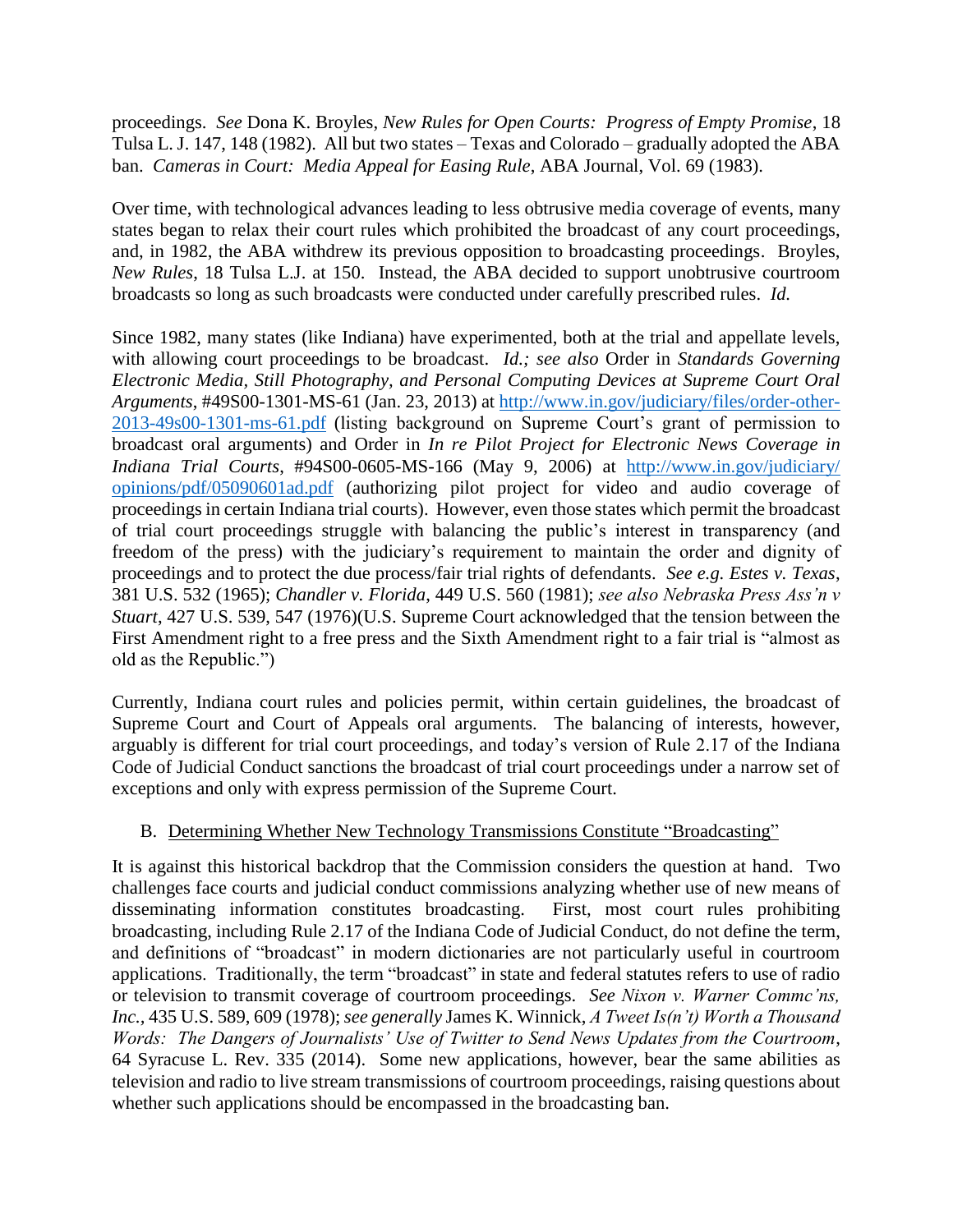proceedings. *See* Dona K. Broyles, *New Rules for Open Courts: Progress of Empty Promise*, 18 Tulsa L. J. 147, 148 (1982). All but two states – Texas and Colorado – gradually adopted the ABA ban. *Cameras in Court: Media Appeal for Easing Rule*, ABA Journal, Vol. 69 (1983).

Over time, with technological advances leading to less obtrusive media coverage of events, many states began to relax their court rules which prohibited the broadcast of any court proceedings, and, in 1982, the ABA withdrew its previous opposition to broadcasting proceedings. Broyles, *New Rules*, 18 Tulsa L.J. at 150. Instead, the ABA decided to support unobtrusive courtroom broadcasts so long as such broadcasts were conducted under carefully prescribed rules. *Id.*

Since 1982, many states (like Indiana) have experimented, both at the trial and appellate levels, with allowing court proceedings to be broadcast. *Id.; see also* Order in *Standards Governing Electronic Media, Still Photography, and Personal Computing Devices at Supreme Court Oral Arguments*, #49S00-1301-MS-61 (Jan. 23, 2013) at [http://www.in.gov/judiciary/files/order-other-2013-49s00-1301-ms-61.pdf](http://www.in.gov/judiciary/files/order-other-2013-49s00-1301-ms-61.pdf) (listing background on Supreme Court's grant of permission to broadcast oral arguments) and Order in *In re Pilot Project for Electronic News Coverage in Indiana Trial Courts*, #94S00-0605-MS-166 (May 9, 2006) at [http://www.in.gov/judiciary/opinions/pdf/05090601ad.pdf](http://www.in.gov/judiciary/opinions/pdf/05090601ad.pdf) (authorizing pilot project for video and audio coverage of proceedings in certain Indiana trial courts). However, even those states which permit the broadcast of trial court proceedings struggle with balancing the public's interest in transparency (and freedom of the press) with the judiciary's requirement to maintain the order and dignity of proceedings and to protect the due process/fair trial rights of defendants. *See e.g. Estes v. Texas*, 381 U.S. 532 (1965); *Chandler v. Florida*, 449 U.S. 560 (1981); *see also Nebraska Press Ass'n v Stuart*, 427 U.S. 539, 547 (1976)(U.S. Supreme Court acknowledged that the tension between the First Amendment right to a free press and the Sixth Amendment right to a fair trial is "almost as old as the Republic.")

Currently, Indiana court rules and policies permit, within certain guidelines, the broadcast of Supreme Court and Court of Appeals oral arguments. The balancing of interests, however, arguably is different for trial court proceedings, and today's version of Rule 2.17 of the Indiana Code of Judicial Conduct sanctions the broadcast of trial court proceedings under a narrow set of exceptions and only with express permission of the Supreme Court.

### B. Determining Whether New Technology Transmissions Constitute "Broadcasting"

It is against this historical backdrop that the Commission considers the question at hand. Two challenges face courts and judicial conduct commissions analyzing whether use of new means of disseminating information constitutes broadcasting. First, most court rules prohibiting broadcasting, including Rule 2.17 of the Indiana Code of Judicial Conduct, do not define the term, and definitions of "broadcast" in modern dictionaries are not particularly useful in courtroom applications. Traditionally, the term "broadcast" in state and federal statutes refers to use of radio or television to transmit coverage of courtroom proceedings. *See Nixon v. Warner Commc'ns, Inc.*, 435 U.S. 589, 609 (1978); *see generally* James K. Winnick, *A Tweet Is(n't) Worth a Thousand Words: The Dangers of Journalists' Use of Twitter to Send News Updates from the Courtroom*, 64 Syracuse L. Rev. 335 (2014). Some new applications, however, bear the same abilities as television and radio to live stream transmissions of courtroom proceedings, raising questions about whether such applications should be encompassed in the broadcasting ban.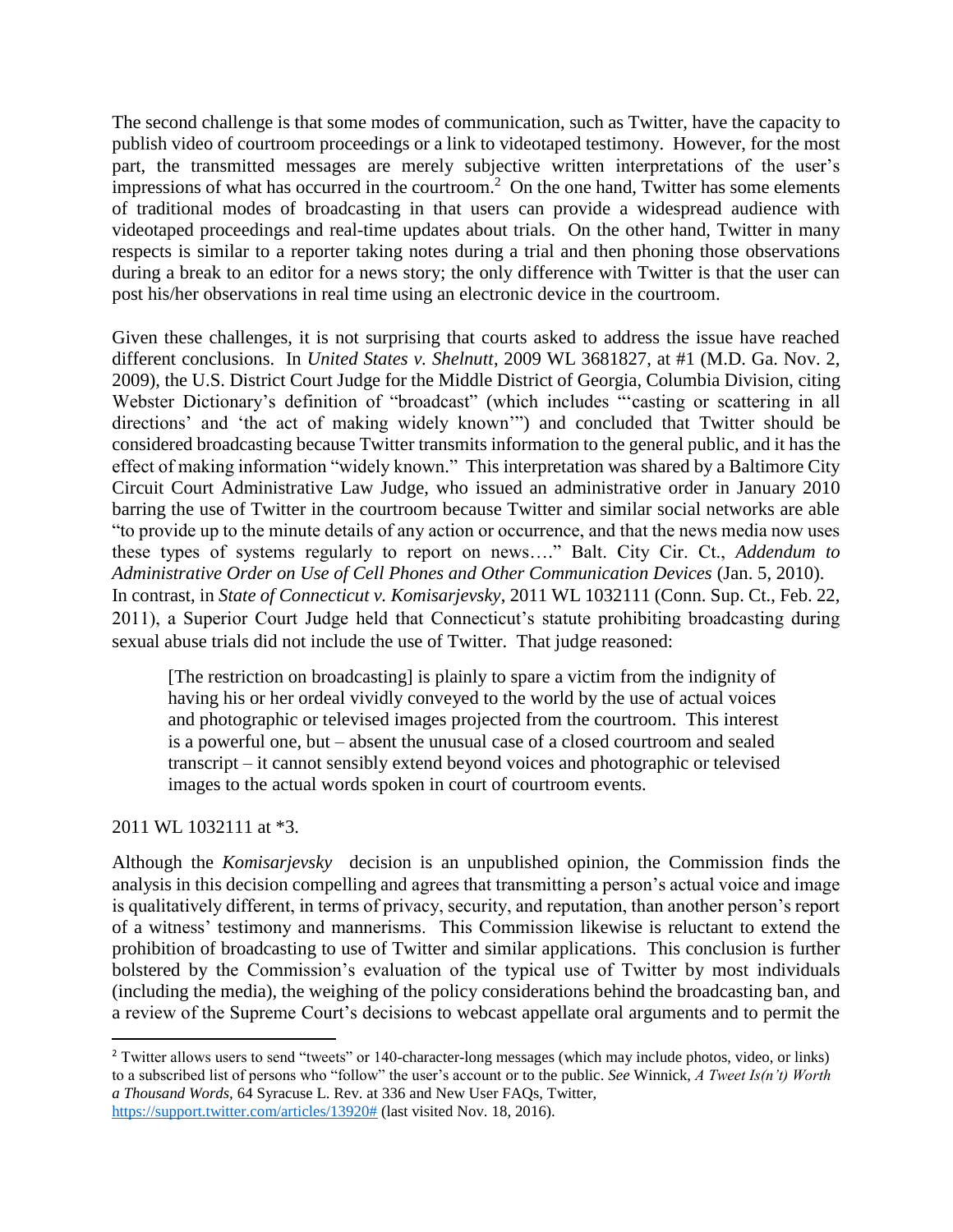The second challenge is that some modes of communication, such as Twitter, have the capacity to publish video of courtroom proceedings or a link to videotaped testimony. However, for the most part, the transmitted messages are merely subjective written interpretations of the user's impressions of what has occurred in the courtroom.[2] On the one hand, Twitter has some elements of traditional modes of broadcasting in that users can provide a widespread audience with videotaped proceedings and real-time updates about trials. On the other hand, Twitter in many respects is similar to a reporter taking notes during a trial and then phoning those observations during a break to an editor for a news story; the only difference with Twitter is that the user can post his/her observations in real time using an electronic device in the courtroom.

Given these challenges, it is not surprising that courts asked to address the issue have reached different conclusions. In *United States v. Shelnutt*, 2009 WL 3681827, at #1 (M.D. Ga. Nov. 2, 2009), the U.S. District Court Judge for the Middle District of Georgia, Columbia Division, citing Webster Dictionary's definition of "broadcast" (which includes "'casting or scattering in all directions' and 'the act of making widely known'") and concluded that Twitter should be considered broadcasting because Twitter transmits information to the general public, and it has the effect of making information "widely known." This interpretation was shared by a Baltimore City Circuit Court Administrative Law Judge, who issued an administrative order in January 2010 barring the use of Twitter in the courtroom because Twitter and similar social networks are able "to provide up to the minute details of any action or occurrence, and that the news media now uses these types of systems regularly to report on news…." Balt. City Cir. Ct., *Addendum to Administrative Order on Use of Cell Phones and Other Communication Devices* (Jan. 5, 2010). In contrast, in *State of Connecticut v. Komisarjevsky*, 2011 WL 1032111 (Conn. Sup. Ct., Feb. 22, 2011), a Superior Court Judge held that Connecticut's statute prohibiting broadcasting during sexual abuse trials did not include the use of Twitter. That judge reasoned:

> [The restriction on broadcasting] is plainly to spare a victim from the indignity of having his or her ordeal vividly conveyed to the world by the use of actual voices and photographic or televised images projected from the courtroom. This interest is a powerful one, but – absent the unusual case of a closed courtroom and sealed transcript – it cannot sensibly extend beyond voices and photographic or televised images to the actual words spoken in court of courtroom events.

2011 WL 1032111 at *3.

Although the *Komisarjevsky* decision is an unpublished opinion, the Commission finds the analysis in this decision compelling and agrees that transmitting a person's actual voice and image is qualitatively different, in terms of privacy, security, and reputation, than another person's report of a witness' testimony and mannerisms. This Commission likewise is reluctant to extend the prohibition of broadcasting to use of Twitter and similar applications. This conclusion is further bolstered by the Commission's evaluation of the typical use of Twitter by most individuals (including the media), the weighing of the policy considerations behind the broadcasting ban, and a review of the Supreme Court's decisions to webcast appellate oral arguments and to permit the

---

[2] Twitter allows users to send "tweets" or 140-character-long messages (which may include photos, video, or links) to a subscribed list of persons who "follow" the user's account or to the public. *See* Winnick, *A Tweet Is(n't) Worth a Thousand Words,* 64 Syracuse L. Rev. at 336 and New User FAQs, Twitter, https://support.twitter.com/articles/13920# (last visited Nov. 18, 2016).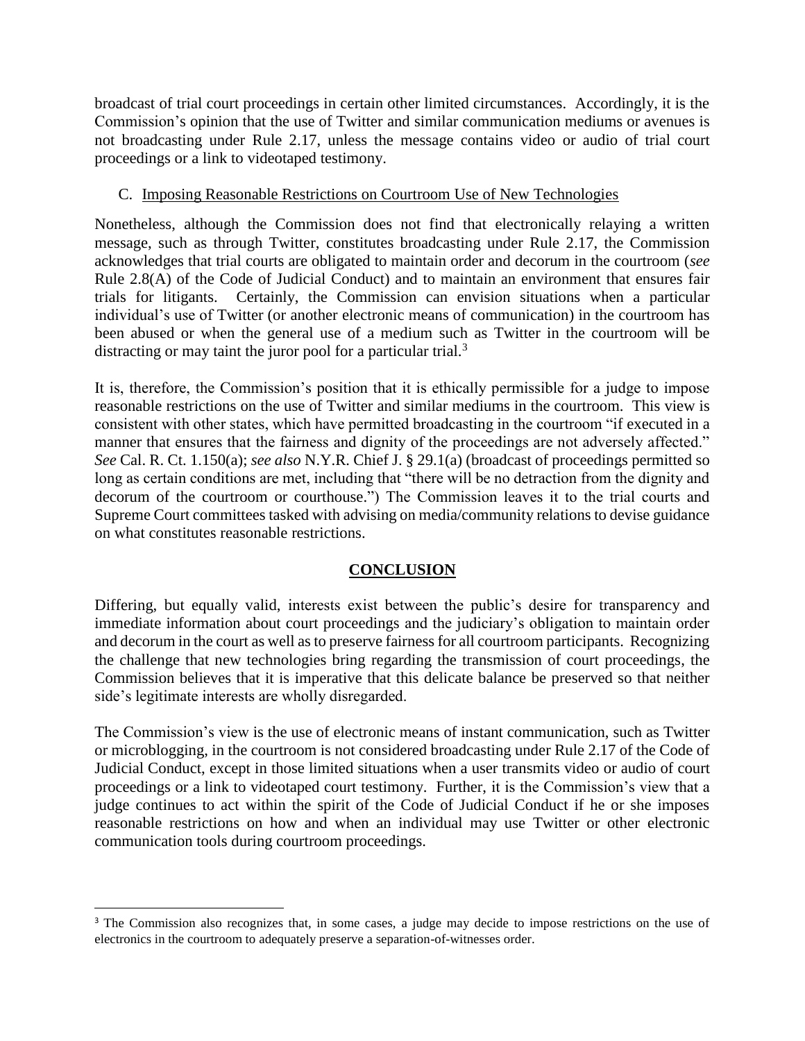broadcast of trial court proceedings in certain other limited circumstances. Accordingly, it is the Commission's opinion that the use of Twitter and similar communication mediums or avenues is not broadcasting under Rule 2.17, unless the message contains video or audio of trial court proceedings or a link to videotaped testimony.

C. Imposing Reasonable Restrictions on Courtroom Use of New Technologies

Nonetheless, although the Commission does not find that electronically relaying a written message, such as through Twitter, constitutes broadcasting under Rule 2.17, the Commission acknowledges that trial courts are obligated to maintain order and decorum in the courtroom (*see* Rule 2.8(A) of the Code of Judicial Conduct) and to maintain an environment that ensures fair trials for litigants. Certainly, the Commission can envision situations when a particular individual's use of Twitter (or another electronic means of communication) in the courtroom has been abused or when the general use of a medium such as Twitter in the courtroom will be distracting or may taint the juror pool for a particular trial.[3]

It is, therefore, the Commission's position that it is ethically permissible for a judge to impose reasonable restrictions on the use of Twitter and similar mediums in the courtroom. This view is consistent with other states, which have permitted broadcasting in the courtroom "if executed in a manner that ensures that the fairness and dignity of the proceedings are not adversely affected." *See* Cal. R. Ct. 1.150(a); *see also* N.Y.R. Chief J. § 29.1(a) (broadcast of proceedings permitted so long as certain conditions are met, including that "there will be no detraction from the dignity and decorum of the courtroom or courthouse.") The Commission leaves it to the trial courts and Supreme Court committees tasked with advising on media/community relations to devise guidance on what constitutes reasonable restrictions.

## CONCLUSION

Differing, but equally valid, interests exist between the public's desire for transparency and immediate information about court proceedings and the judiciary's obligation to maintain order and decorum in the court as well as to preserve fairness for all courtroom participants. Recognizing the challenge that new technologies bring regarding the transmission of court proceedings, the Commission believes that it is imperative that this delicate balance be preserved so that neither side's legitimate interests are wholly disregarded.

The Commission's view is the use of electronic means of instant communication, such as Twitter or microblogging, in the courtroom is not considered broadcasting under Rule 2.17 of the Code of Judicial Conduct, except in those limited situations when a user transmits video or audio of court proceedings or a link to videotaped court testimony. Further, it is the Commission's view that a judge continues to act within the spirit of the Code of Judicial Conduct if he or she imposes reasonable restrictions on how and when an individual may use Twitter or other electronic communication tools during courtroom proceedings.

[3] The Commission also recognizes that, in some cases, a judge may decide to impose restrictions on the use of electronics in the courtroom to adequately preserve a separation-of-witnesses order.